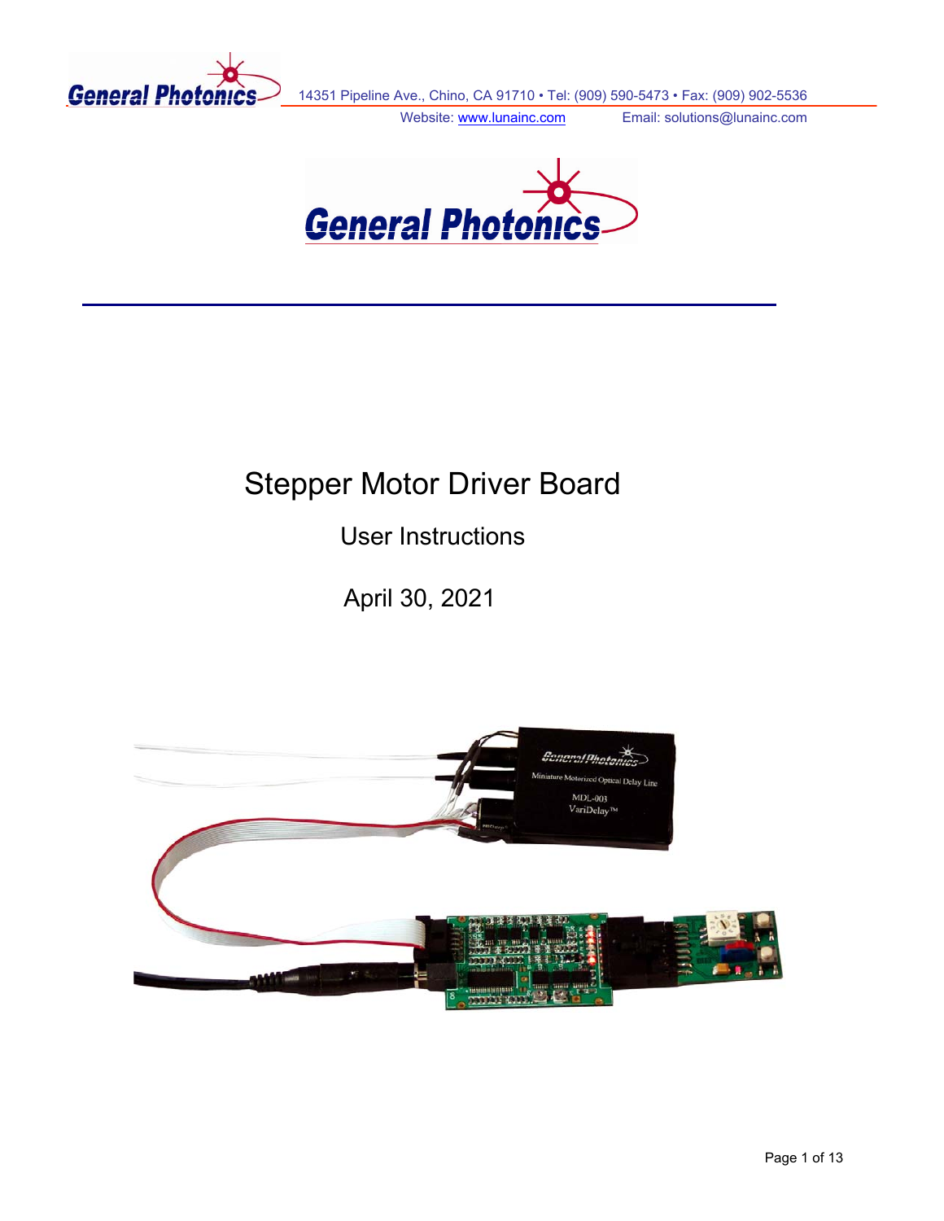14351 Pipeline Ave., Chino, CA 91710 • Tel: (909) 590-5473 • Fax: (909) 902-5536

Website: www.lunainc.com Email: solutions@lunainc.com

# Stepper Motor Driver Board

## User Instructions

April 30, 2021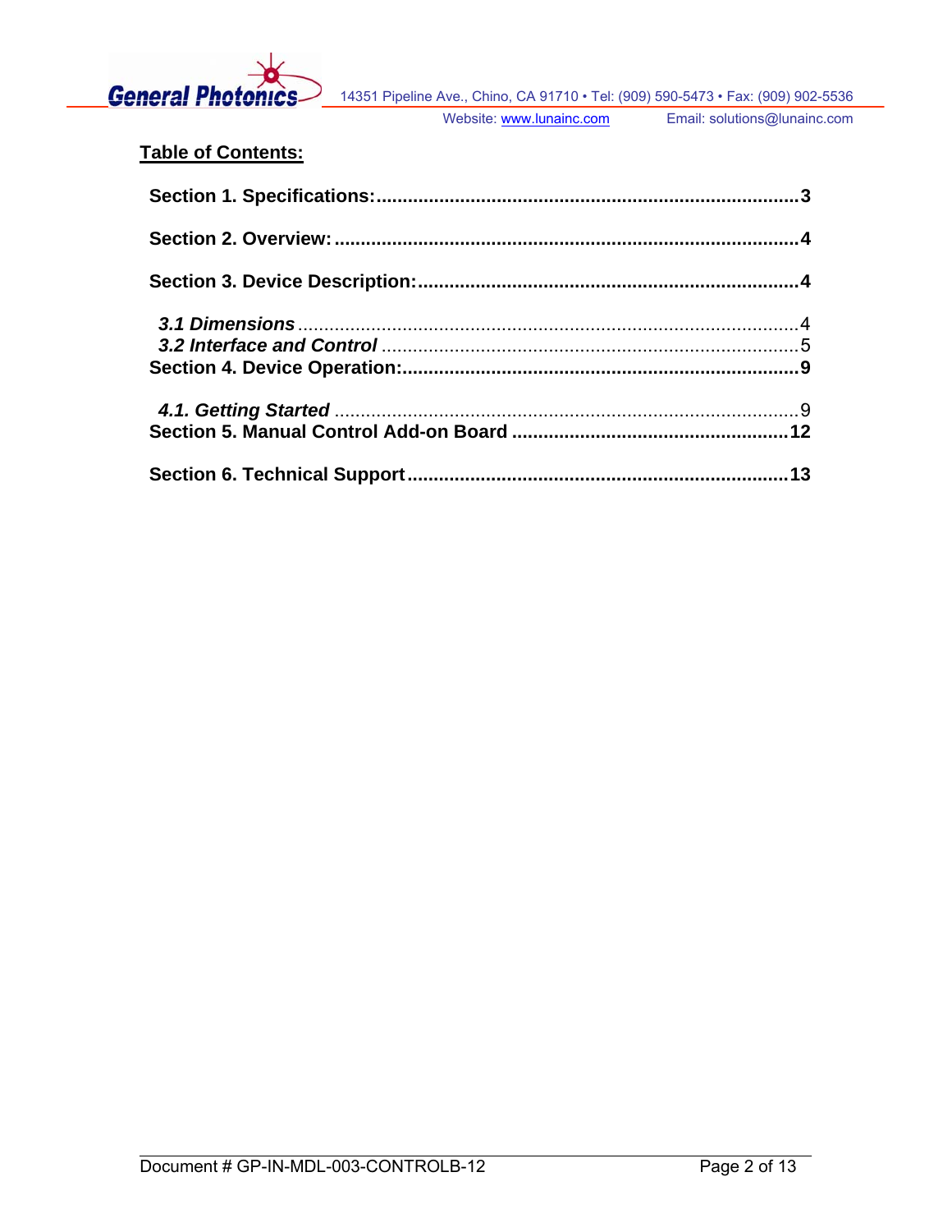## Table of Contents:

**Section 1. Specifications:** .......... **3**

**Section 2. Overview:** .......... **4**

**Section 3. Device Description:** .......... **4**

- ***3.1 Dimensions*** .......... 4
- ***3.2 Interface and Control*** .......... 5

**Section 4. Device Operation:** .......... **9**

- ***4.1. Getting Started*** .......... 9

**Section 5. Manual Control Add-on Board** .......... **12**

**Section 6. Technical Support** .......... **13**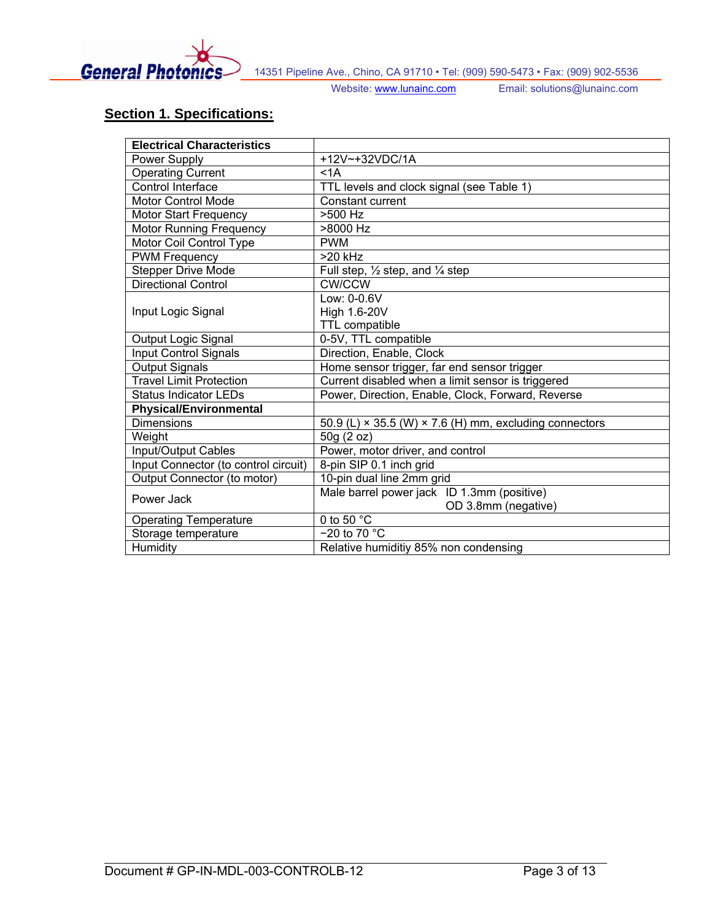## Section 1. Specifications:

| Electrical Characteristics | |
|---|---|
| Power Supply | +12V~+32VDC/1A |
| Operating Current | <1A |
| Control Interface | TTL levels and clock signal (see Table 1) |
| Motor Control Mode | Constant current |
| Motor Start Frequency | >500 Hz |
| Motor Running Frequency | >8000 Hz |
| Motor Coil Control Type | PWM |
| PWM Frequency | >20 kHz |
| Stepper Drive Mode | Full step, ½ step, and ¼ step |
| Directional Control | CW/CCW |
| Input Logic Signal | Low: 0-0.6V<br>High 1.6-20V<br>TTL compatible |
| Output Logic Signal | 0-5V, TTL compatible |
| Input Control Signals | Direction, Enable, Clock |
| Output Signals | Home sensor trigger, far end sensor trigger |
| Travel Limit Protection | Current disabled when a limit sensor is triggered |
| Status Indicator LEDs | Power, Direction, Enable, Clock, Forward, Reverse |
| **Physical/Environmental** | |
| Dimensions | 50.9 (L) × 35.5 (W) × 7.6 (H) mm, excluding connectors |
| Weight | 50g (2 oz) |
| Input/Output Cables | Power, motor driver, and control |
| Input Connector (to control circuit) | 8-pin SIP 0.1 inch grid |
| Output Connector (to motor) | 10-pin dual line 2mm grid |
| Power Jack | Male barrel power jack ID 1.3mm (positive)<br>OD 3.8mm (negative) |
| Operating Temperature | 0 to 50 °C |
| Storage temperature | −20 to 70 °C |
| Humidity | Relative humiditiy 85% non condensing |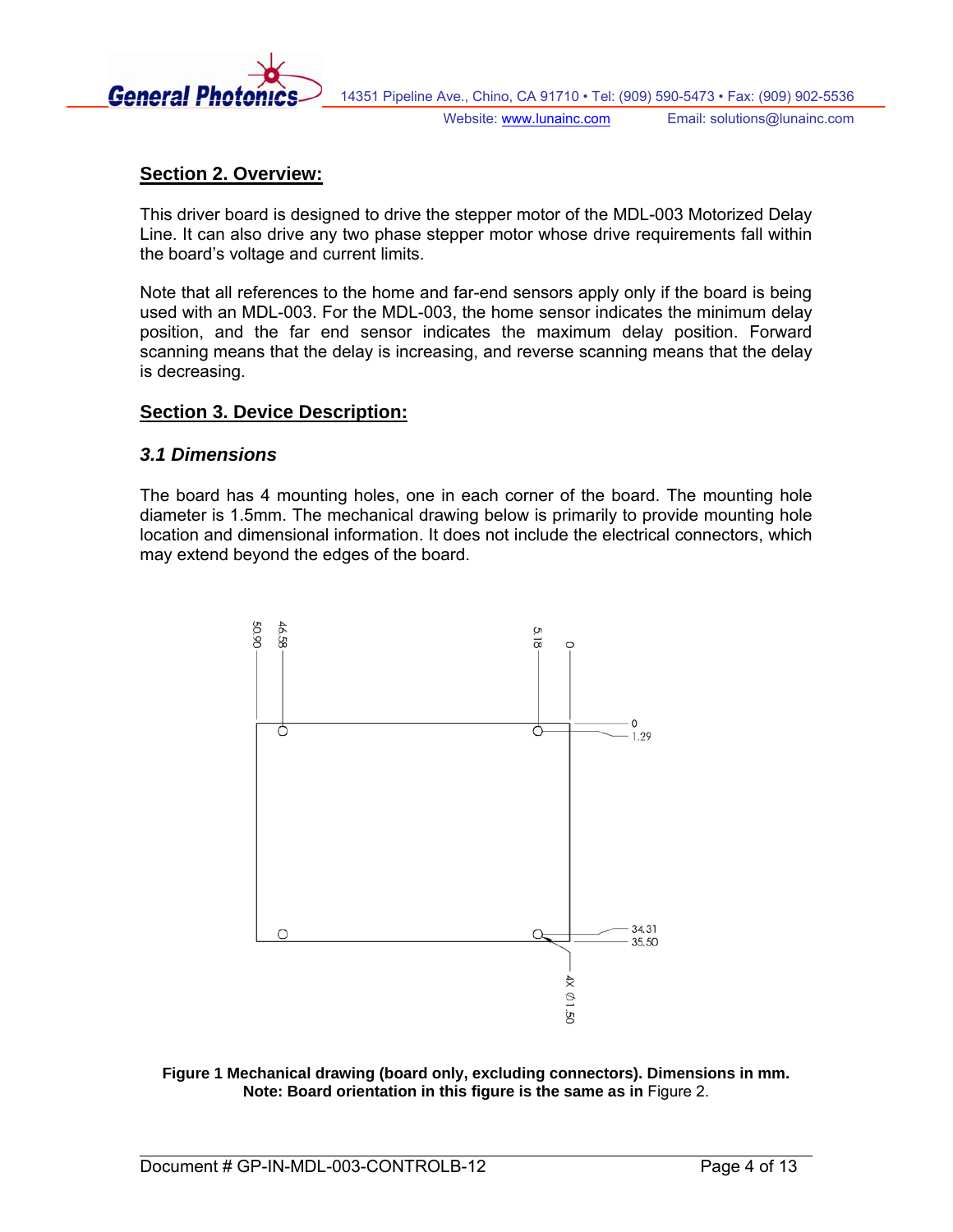## Section 2. Overview:

This driver board is designed to drive the stepper motor of the MDL-003 Motorized Delay Line. It can also drive any two phase stepper motor whose drive requirements fall within the board's voltage and current limits.

Note that all references to the home and far-end sensors apply only if the board is being used with an MDL-003. For the MDL-003, the home sensor indicates the minimum delay position, and the far end sensor indicates the maximum delay position. Forward scanning means that the delay is increasing, and reverse scanning means that the delay is decreasing.

## Section 3. Device Description:

### *3.1 Dimensions*

The board has 4 mounting holes, one in each corner of the board. The mounting hole diameter is 1.5mm. The mechanical drawing below is primarily to provide mounting hole location and dimensional information. It does not include the electrical connectors, which may extend beyond the edges of the board.

**Figure 1 Mechanical drawing (board only, excluding connectors). Dimensions in mm. Note: Board orientation in this figure is the same as in** Figure 2.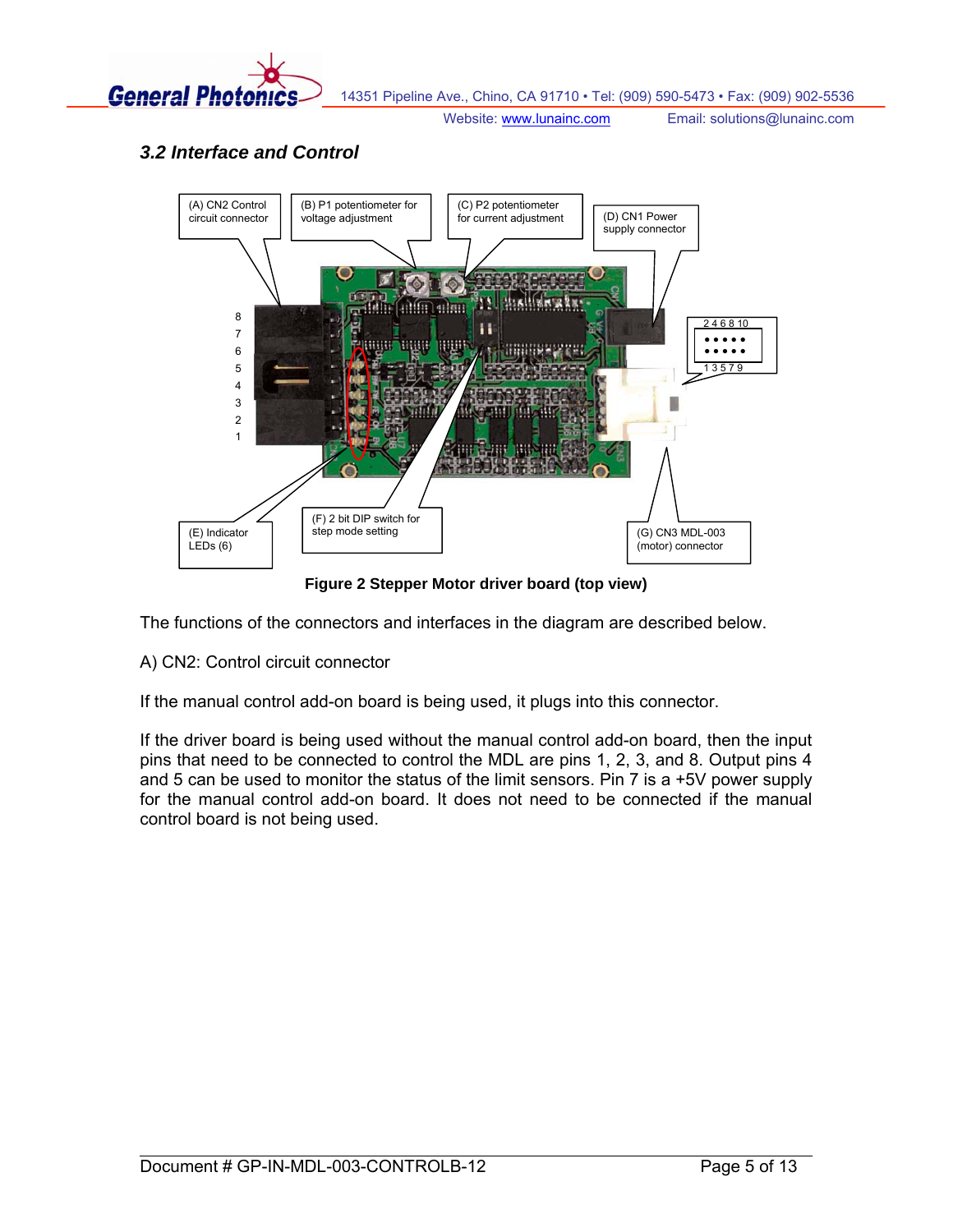### *3.2 Interface and Control*

**Figure 2 Stepper Motor driver board (top view)**

The functions of the connectors and interfaces in the diagram are described below.

A) CN2: Control circuit connector

If the manual control add-on board is being used, it plugs into this connector.

If the driver board is being used without the manual control add-on board, then the input pins that need to be connected to control the MDL are pins 1, 2, 3, and 8. Output pins 4 and 5 can be used to monitor the status of the limit sensors. Pin 7 is a +5V power supply for the manual control add-on board. It does not need to be connected if the manual control board is not being used.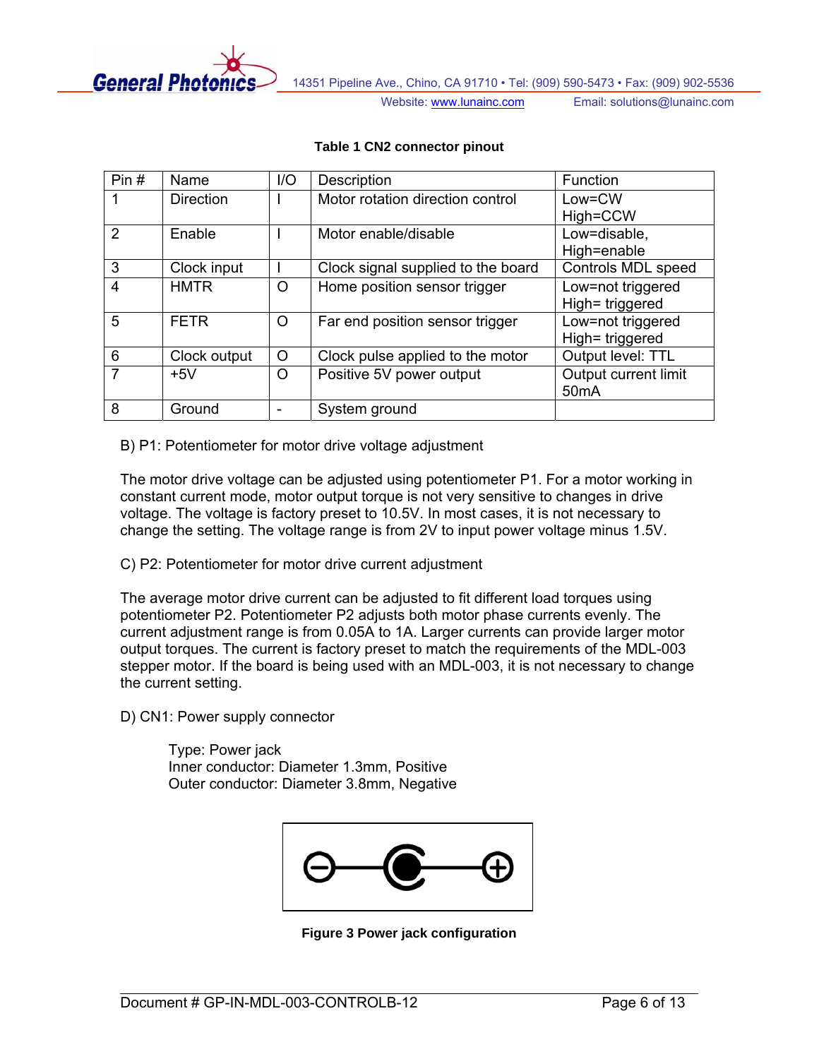**Table 1 CN2 connector pinout**

| Pin # | Name | I/O | Description | Function |
|---|---|---|---|---|
| 1 | Direction | I | Motor rotation direction control | Low=CW<br>High=CCW |
| 2 | Enable | I | Motor enable/disable | Low=disable,<br>High=enable |
| 3 | Clock input | I | Clock signal supplied to the board | Controls MDL speed |
| 4 | HMTR | O | Home position sensor trigger | Low=not triggered<br>High= triggered |
| 5 | FETR | O | Far end position sensor trigger | Low=not triggered<br>High= triggered |
| 6 | Clock output | O | Clock pulse applied to the motor | Output level: TTL |
| 7 | +5V | O | Positive 5V power output | Output current limit 50mA |
| 8 | Ground | - | System ground | |

B) P1: Potentiometer for motor drive voltage adjustment

The motor drive voltage can be adjusted using potentiometer P1. For a motor working in constant current mode, motor output torque is not very sensitive to changes in drive voltage. The voltage is factory preset to 10.5V. In most cases, it is not necessary to change the setting. The voltage range is from 2V to input power voltage minus 1.5V.

C) P2: Potentiometer for motor drive current adjustment

The average motor drive current can be adjusted to fit different load torques using potentiometer P2. Potentiometer P2 adjusts both motor phase currents evenly. The current adjustment range is from 0.05A to 1A. Larger currents can provide larger motor output torques. The current is factory preset to match the requirements of the MDL-003 stepper motor. If the board is being used with an MDL-003, it is not necessary to change the current setting.

D) CN1: Power supply connector

Type: Power jack
Inner conductor: Diameter 1.3mm, Positive
Outer conductor: Diameter 3.8mm, Negative

**Figure 3 Power jack configuration**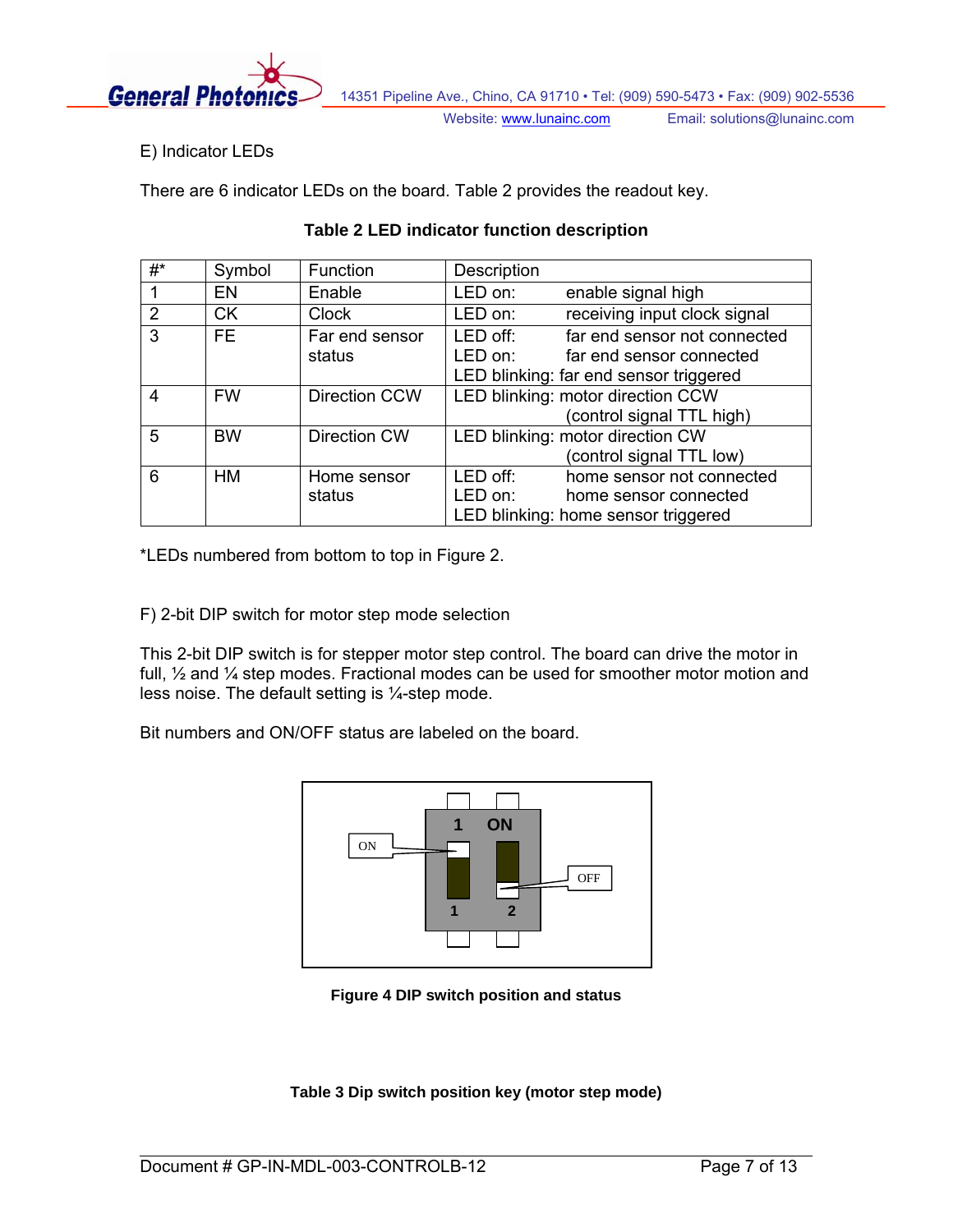E) Indicator LEDs

There are 6 indicator LEDs on the board. Table 2 provides the readout key.

**Table 2 LED indicator function description**

| #* | Symbol | Function | Description |
|---|---|---|---|
| 1 | EN | Enable | LED on: enable signal high |
| 2 | CK | Clock | LED on: receiving input clock signal |
| 3 | FE | Far end sensor status | LED off: far end sensor not connected<br>LED on: far end sensor connected<br>LED blinking: far end sensor triggered |
| 4 | FW | Direction CCW | LED blinking: motor direction CCW (control signal TTL high) |
| 5 | BW | Direction CW | LED blinking: motor direction CW (control signal TTL low) |
| 6 | HM | Home sensor status | LED off: home sensor not connected<br>LED on: home sensor connected<br>LED blinking: home sensor triggered |

*LEDs numbered from bottom to top in Figure 2.

F) 2-bit DIP switch for motor step mode selection

This 2-bit DIP switch is for stepper motor step control. The board can drive the motor in full, ½ and ¼ step modes. Fractional modes can be used for smoother motor motion and less noise. The default setting is ¼-step mode.

Bit numbers and ON/OFF status are labeled on the board.

**Figure 4 DIP switch position and status**

**Table 3 Dip switch position key (motor step mode)**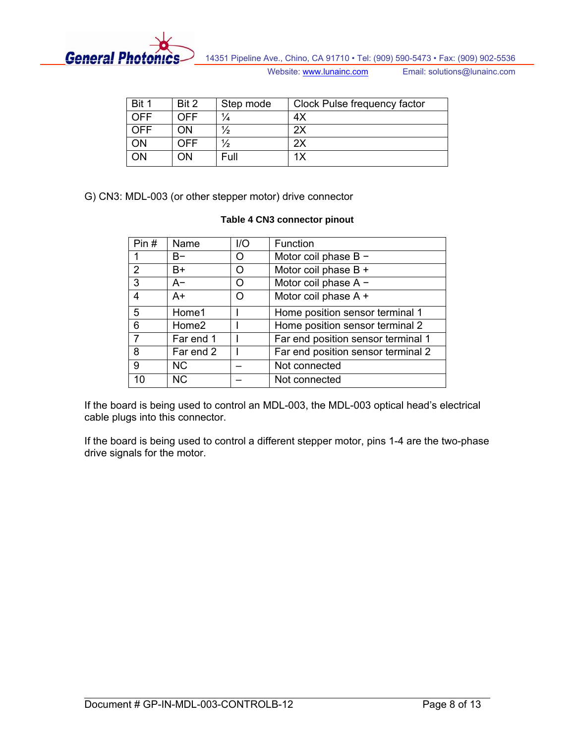| Bit 1 | Bit 2 | Step mode | Clock Pulse frequency factor |
|---|---|---|---|
| OFF | OFF | ¼ | 4X |
| OFF | ON | ½ | 2X |
| ON | OFF | ½ | 2X |
| ON | ON | Full | 1X |

G) CN3: MDL-003 (or other stepper motor) drive connector

**Table 4 CN3 connector pinout**

| Pin # | Name | I/O | Function |
|---|---|---|---|
| 1 | B− | O | Motor coil phase B − |
| 2 | B+ | O | Motor coil phase B + |
| 3 | A− | O | Motor coil phase A − |
| 4 | A+ | O | Motor coil phase A + |
| 5 | Home1 | I | Home position sensor terminal 1 |
| 6 | Home2 | I | Home position sensor terminal 2 |
| 7 | Far end 1 | I | Far end position sensor terminal 1 |
| 8 | Far end 2 | I | Far end position sensor terminal 2 |
| 9 | NC | – | Not connected |
| 10 | NC | – | Not connected |

If the board is being used to control an MDL-003, the MDL-003 optical head's electrical cable plugs into this connector.

If the board is being used to control a different stepper motor, pins 1-4 are the two-phase drive signals for the motor.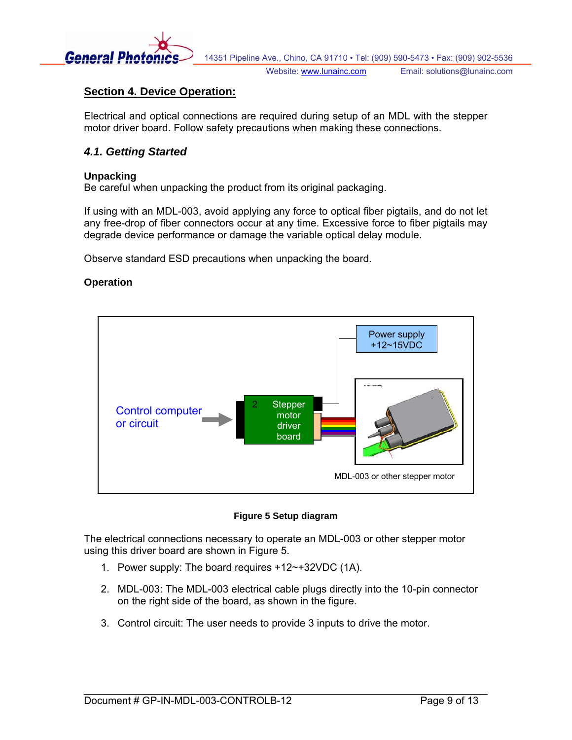## Section 4. Device Operation:

Electrical and optical connections are required during setup of an MDL with the stepper motor driver board. Follow safety precautions when making these connections.

### 4.1. Getting Started

**Unpacking**
Be careful when unpacking the product from its original packaging.

If using with an MDL-003, avoid applying any force to optical fiber pigtails, and do not let any free-drop of fiber connectors occur at any time. Excessive force to fiber pigtails may degrade device performance or damage the variable optical delay module.

Observe standard ESD precautions when unpacking the board.

**Operation**

**Figure 5 Setup diagram**

The electrical connections necessary to operate an MDL-003 or other stepper motor using this driver board are shown in Figure 5.

1. Power supply: The board requires +12~+32VDC (1A).
2. MDL-003: The MDL-003 electrical cable plugs directly into the 10-pin connector on the right side of the board, as shown in the figure.
3. Control circuit: The user needs to provide 3 inputs to drive the motor.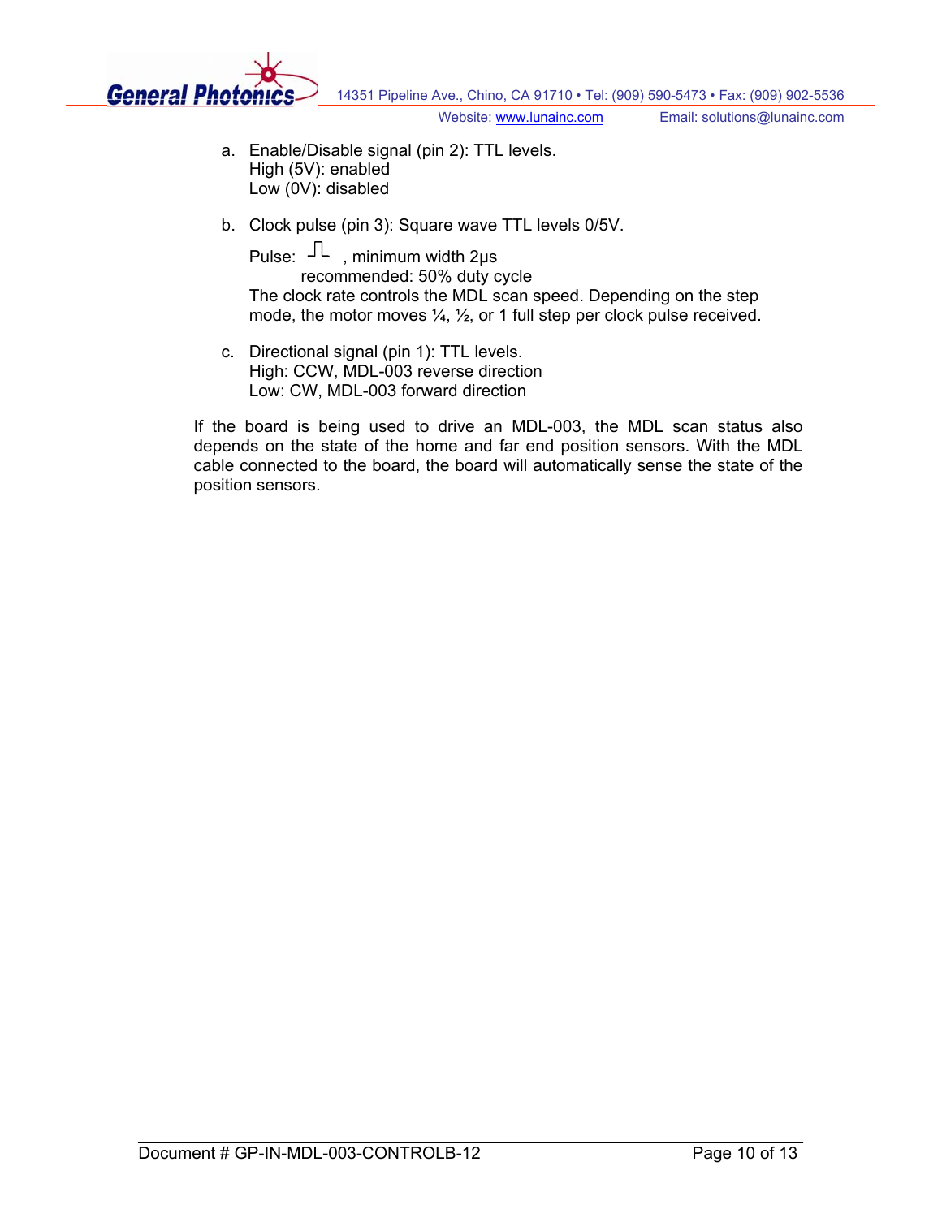a. Enable/Disable signal (pin 2): TTL levels.
   High (5V): enabled
   Low (0V): disabled

b. Clock pulse (pin 3): Square wave TTL levels 0/5V.

   Pulse: ⎍ , minimum width 2μs
   recommended: 50% duty cycle

   The clock rate controls the MDL scan speed. Depending on the step mode, the motor moves ¼, ½, or 1 full step per clock pulse received.

c. Directional signal (pin 1): TTL levels.
   High: CCW, MDL-003 reverse direction
   Low: CW, MDL-003 forward direction

If the board is being used to drive an MDL-003, the MDL scan status also depends on the state of the home and far end position sensors. With the MDL cable connected to the board, the board will automatically sense the state of the position sensors.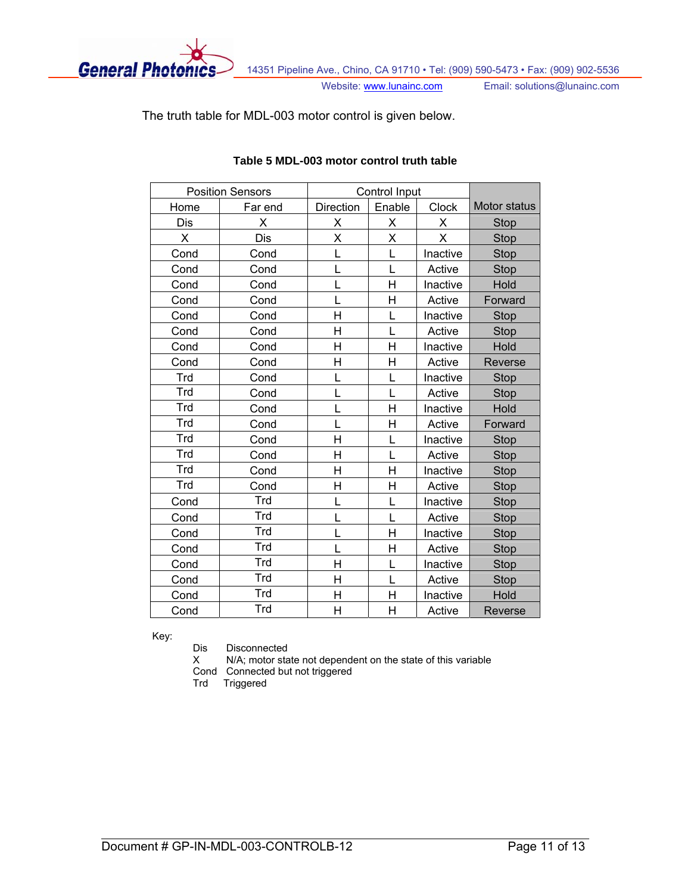The truth table for MDL-003 motor control is given below.

**Table 5 MDL-003 motor control truth table**

| Position Sensors | | Control Input | | | Motor status |
|---|---|---|---|---|---|
| Home | Far end | Direction | Enable | Clock | |
| Dis | X | X | X | X | Stop |
| X | Dis | X | X | X | Stop |
| Cond | Cond | L | L | Inactive | Stop |
| Cond | Cond | L | L | Active | Stop |
| Cond | Cond | L | H | Inactive | Hold |
| Cond | Cond | L | H | Active | Forward |
| Cond | Cond | H | L | Inactive | Stop |
| Cond | Cond | H | L | Active | Stop |
| Cond | Cond | H | H | Inactive | Hold |
| Cond | Cond | H | H | Active | Reverse |
| Trd | Cond | L | L | Inactive | Stop |
| Trd | Cond | L | L | Active | Stop |
| Trd | Cond | L | H | Inactive | Hold |
| Trd | Cond | L | H | Active | Forward |
| Trd | Cond | H | L | Inactive | Stop |
| Trd | Cond | H | L | Active | Stop |
| Trd | Cond | H | H | Inactive | Stop |
| Trd | Cond | H | H | Active | Stop |
| Cond | Trd | L | L | Inactive | Stop |
| Cond | Trd | L | L | Active | Stop |
| Cond | Trd | L | H | Inactive | Stop |
| Cond | Trd | L | H | Active | Stop |
| Cond | Trd | H | L | Inactive | Stop |
| Cond | Trd | H | L | Active | Stop |
| Cond | Trd | H | H | Inactive | Hold |
| Cond | Trd | H | H | Active | Reverse |

Key:

- Dis  Disconnected
- X  N/A; motor state not dependent on the state of this variable
- Cond  Connected but not triggered
- Trd  Triggered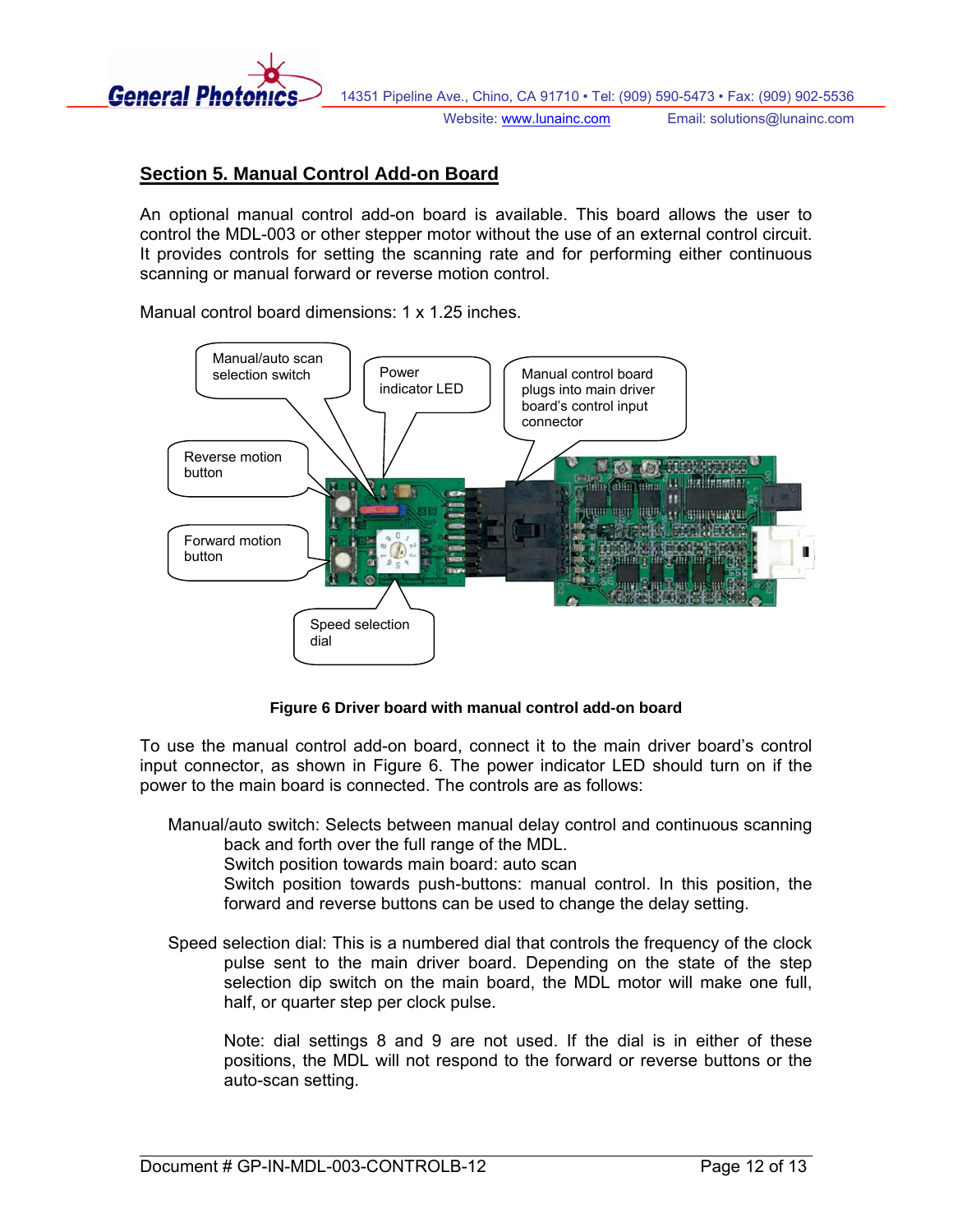## Section 5. Manual Control Add-on Board

An optional manual control add-on board is available. This board allows the user to control the MDL-003 or other stepper motor without the use of an external control circuit. It provides controls for setting the scanning rate and for performing either continuous scanning or manual forward or reverse motion control.

Manual control board dimensions: 1 x 1.25 inches.

Manual/auto scan selection switch

Power indicator LED

Manual control board plugs into main driver board's control input connector

Reverse motion button

Forward motion button

Speed selection dial

**Figure 6 Driver board with manual control add-on board**

To use the manual control add-on board, connect it to the main driver board's control input connector, as shown in Figure 6. The power indicator LED should turn on if the power to the main board is connected. The controls are as follows:

Manual/auto switch: Selects between manual delay control and continuous scanning back and forth over the full range of the MDL.
Switch position towards main board: auto scan
Switch position towards push-buttons: manual control. In this position, the forward and reverse buttons can be used to change the delay setting.

Speed selection dial: This is a numbered dial that controls the frequency of the clock pulse sent to the main driver board. Depending on the state of the step selection dip switch on the main board, the MDL motor will make one full, half, or quarter step per clock pulse.

Note: dial settings 8 and 9 are not used. If the dial is in either of these positions, the MDL will not respond to the forward or reverse buttons or the auto-scan setting.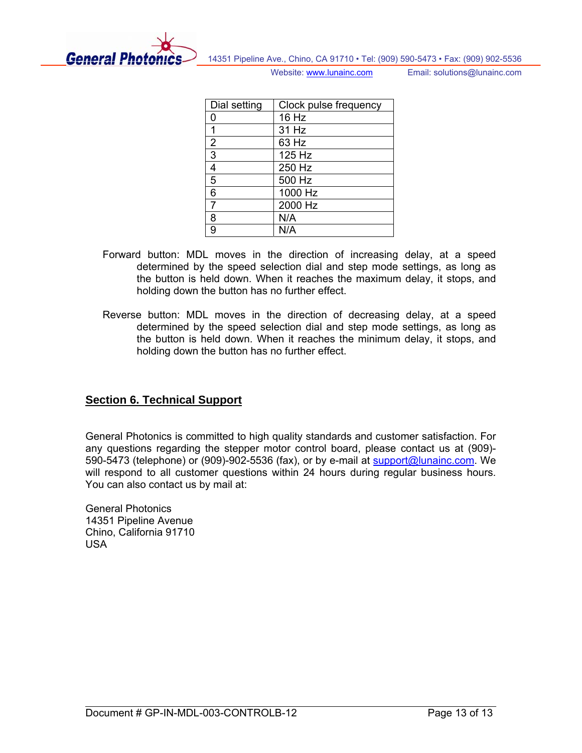| Dial setting | Clock pulse frequency |
|---|---|
| 0 | 16 Hz |
| 1 | 31 Hz |
| 2 | 63 Hz |
| 3 | 125 Hz |
| 4 | 250 Hz |
| 5 | 500 Hz |
| 6 | 1000 Hz |
| 7 | 2000 Hz |
| 8 | N/A |
| 9 | N/A |

Forward button: MDL moves in the direction of increasing delay, at a speed determined by the speed selection dial and step mode settings, as long as the button is held down. When it reaches the maximum delay, it stops, and holding down the button has no further effect.

Reverse button: MDL moves in the direction of decreasing delay, at a speed determined by the speed selection dial and step mode settings, as long as the button is held down. When it reaches the minimum delay, it stops, and holding down the button has no further effect.

## Section 6. Technical Support

General Photonics is committed to high quality standards and customer satisfaction. For any questions regarding the stepper motor control board, please contact us at (909)-590-5473 (telephone) or (909)-902-5536 (fax), or by e-mail at support@lunainc.com. We will respond to all customer questions within 24 hours during regular business hours. You can also contact us by mail at:

General Photonics
14351 Pipeline Avenue
Chino, California 91710
USA